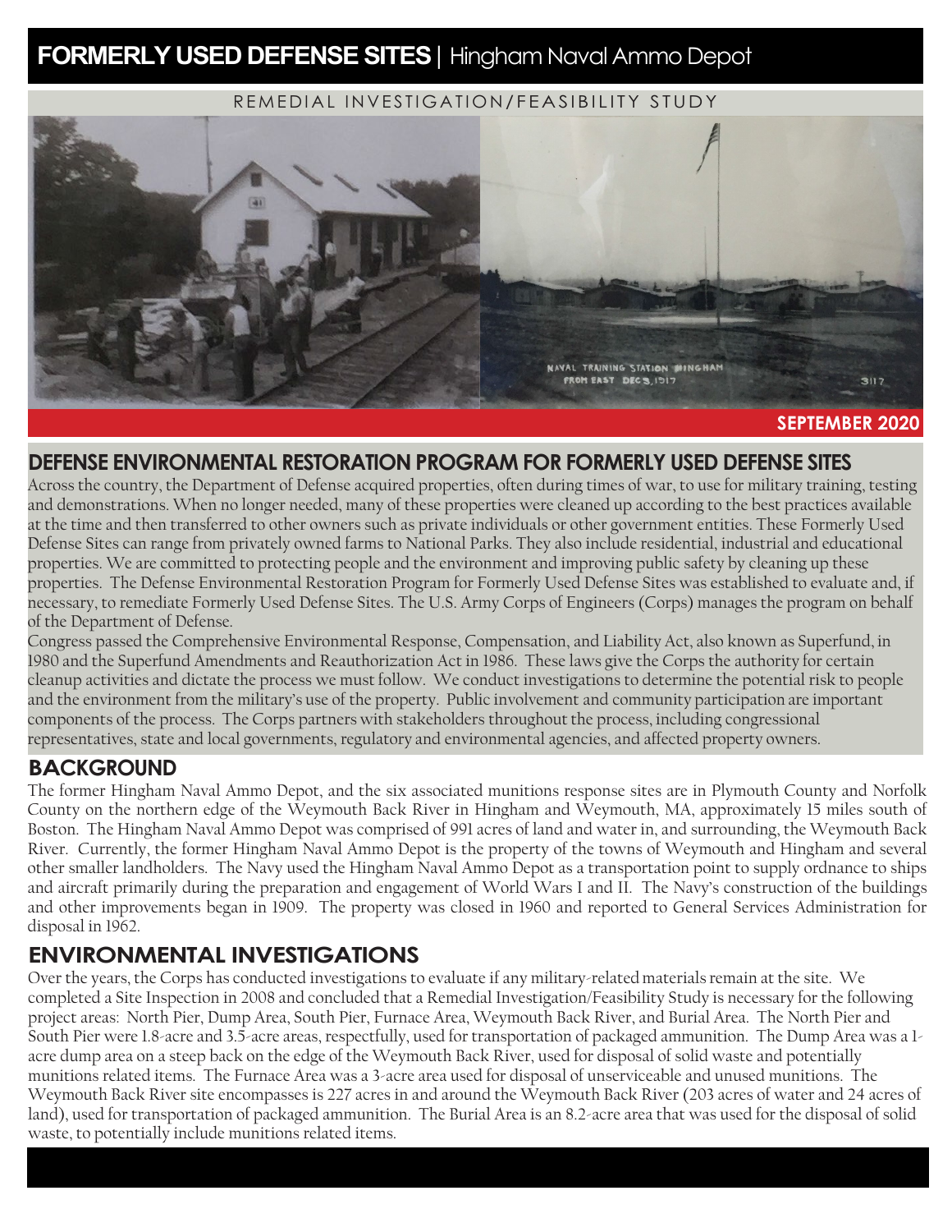# FORMERLY USED DEFENSE SITES | Hingham Naval Ammo Depot

REMEDIAL INVESTIGATION/FEASIBILITY STUDY

NAVAL TRAINING STATION HINGHAM FROM EAST DEC 3, 1917 3117

SEPTEMBER 2020

## DEFENSE ENVIRONMENTAL RESTORATION PROGRAM FOR FORMERLY USED DEFENSE SITES

Across the country, the Department of Defense acquired properties, often during times of war, to use for military training, testing and demonstrations. When no longer needed, many of these properties were cleaned up according to the best practices available at the time and then transferred to other owners such as private individuals or other government entities. These Formerly Used Defense Sites can range from privately owned farms to National Parks. They also include residential, industrial and educational properties. We are committed to protecting people and the environment and improving public safety by cleaning up these properties. The Defense Environmental Restoration Program for Formerly Used Defense Sites was established to evaluate and, if necessary, to remediate Formerly Used Defense Sites. The U.S. Army Corps of Engineers (Corps) manages the program on behalf of the Department of Defense.

Congress passed the Comprehensive Environmental Response, Compensation, and Liability Act, also known as Superfund, in 1980 and the Superfund Amendments and Reauthorization Act in 1986. These laws give the Corps the authority for certain cleanup activities and dictate the process we must follow. We conduct investigations to determine the potential risk to people and the environment from the military's use of the property. Public involvement and community participation are important components of the process. The Corps partners with stakeholders throughout the process, including congressional representatives, state and local governments, regulatory and environmental agencies, and affected property owners.

## BACKGROUND

The former Hingham Naval Ammo Depot, and the six associated munitions response sites are in Plymouth County and Norfolk County on the northern edge of the Weymouth Back River in Hingham and Weymouth, MA, approximately 15 miles south of Boston. The Hingham Naval Ammo Depot was comprised of 991 acres of land and water in, and surrounding, the Weymouth Back River. Currently, the former Hingham Naval Ammo Depot is the property of the towns of Weymouth and Hingham and several other smaller landholders. The Navy used the Hingham Naval Ammo Depot as a transportation point to supply ordnance to ships and aircraft primarily during the preparation and engagement of World Wars I and II. The Navy's construction of the buildings and other improvements began in 1909. The property was closed in 1960 and reported to General Services Administration for disposal in 1962.

## ENVIRONMENTAL INVESTIGATIONS

Over the years, the Corps has conducted investigations to evaluate if any military-related materials remain at the site. We completed a Site Inspection in 2008 and concluded that a Remedial Investigation/Feasibility Study is necessary for the following project areas: North Pier, Dump Area, South Pier, Furnace Area, Weymouth Back River, and Burial Area. The North Pier and South Pier were 1.8-acre and 3.5-acre areas, respectfully, used for transportation of packaged ammunition. The Dump Area was a 1-acre dump area on a steep back on the edge of the Weymouth Back River, used for disposal of solid waste and potentially munitions related items. The Furnace Area was a 3-acre area used for disposal of unserviceable and unused munitions. The Weymouth Back River site encompasses is 227 acres in and around the Weymouth Back River (203 acres of water and 24 acres of land), used for transportation of packaged ammunition. The Burial Area is an 8.2-acre area that was used for the disposal of solid waste, to potentially include munitions related items.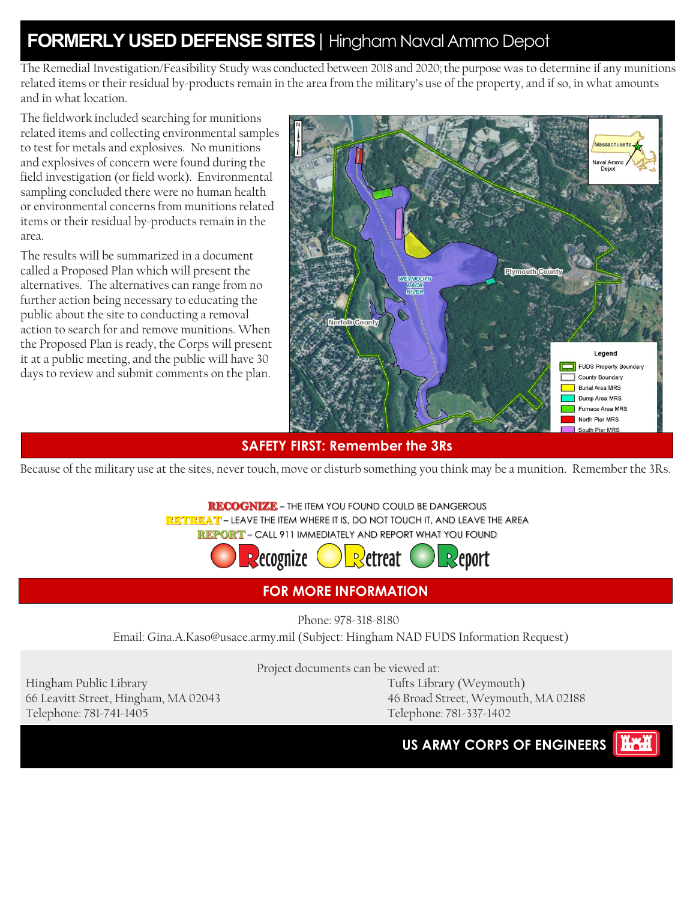# FORMERLY USED DEFENSE SITES | Hingham Naval Ammo Depot

The Remedial Investigation/Feasibility Study was conducted between 2018 and 2020; the purpose was to determine if any munitions related items or their residual by-products remain in the area from the military's use of the property, and if so, in what amounts and in what location.

The fieldwork included searching for munitions related items and collecting environmental samples to test for metals and explosives. No munitions and explosives of concern were found during the field investigation (or field work). Environmental sampling concluded there were no human health or environmental concerns from munitions related items or their residual by-products remain in the area.

The results will be summarized in a document called a Proposed Plan which will present the alternatives. The alternatives can range from no further action being necessary to educating the public about the site to conducting a removal action to search for and remove munitions. When the Proposed Plan is ready, the Corps will present it at a public meeting, and the public will have 30 days to review and submit comments on the plan.

Massachusetts

Naval Ammo Depot

Plymouth County

WEYMOUTH BACK RIVER

Norfolk County

Legend

FUDS Property Boundary

County Boundary

Burial Area MRS

Dump Area MRS

Furnace Area MRS

North Pier MRS

South Pier MRS

## SAFETY FIRST: Remember the 3Rs

Because of the military use at the sites, never touch, move or disturb something you think may be a munition. Remember the 3Rs.

**RECOGNIZE** – THE ITEM YOU FOUND COULD BE DANGEROUS
**RETREAT** – LEAVE THE ITEM WHERE IT IS, DO NOT TOUCH IT, AND LEAVE THE AREA
**REPORT** – CALL 911 IMMEDIATELY AND REPORT WHAT YOU FOUND

Recognize Retreat Report

## FOR MORE INFORMATION

Phone: 978-318-8180

Email: Gina.A.Kaso@usace.army.mil (Subject: Hingham NAD FUDS Information Request)

Project documents can be viewed at:

Hingham Public Library
66 Leavitt Street, Hingham, MA 02043
Telephone: 781-741-1405

Tufts Library (Weymouth)
46 Broad Street, Weymouth, MA 02188
Telephone: 781-337-1402

US ARMY CORPS OF ENGINEERS